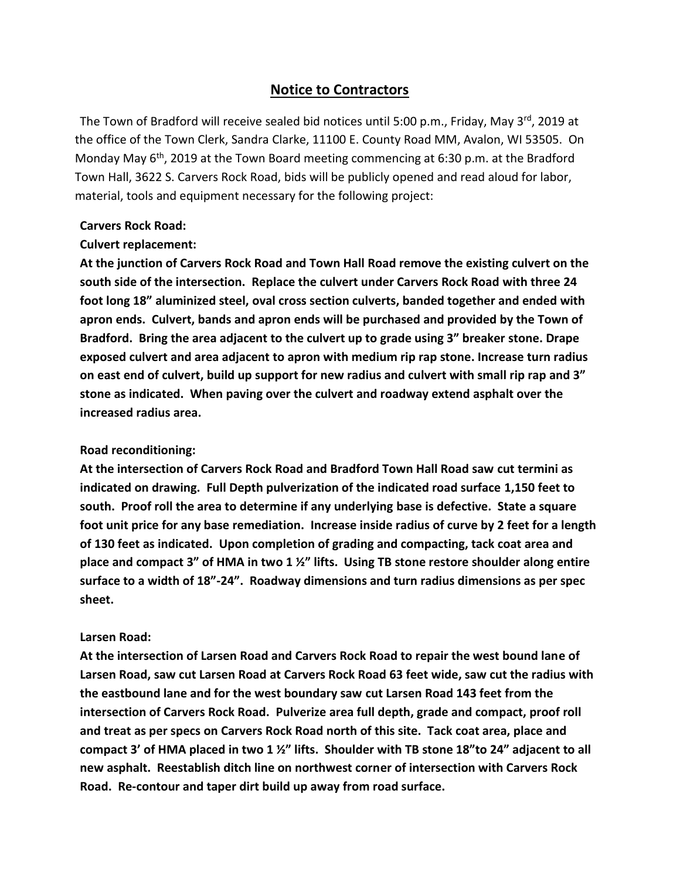# Notice to Contractors

The Town of Bradford will receive sealed bid notices until 5:00 p.m., Friday, May 3rd, 2019 at the office of the Town Clerk, Sandra Clarke, 11100 E. County Road MM, Avalon, WI 53505. On Monday May 6th, 2019 at the Town Board meeting commencing at 6:30 p.m. at the Bradford Town Hall, 3622 S. Carvers Rock Road, bids will be publicly opened and read aloud for labor, material, tools and equipment necessary for the following project:

**Carvers Rock Road:**

**Culvert replacement:**

**At the junction of Carvers Rock Road and Town Hall Road remove the existing culvert on the south side of the intersection. Replace the culvert under Carvers Rock Road with three 24 foot long 18" aluminized steel, oval cross section culverts, banded together and ended with apron ends. Culvert, bands and apron ends will be purchased and provided by the Town of Bradford. Bring the area adjacent to the culvert up to grade using 3" breaker stone. Drape exposed culvert and area adjacent to apron with medium rip rap stone. Increase turn radius on east end of culvert, build up support for new radius and culvert with small rip rap and 3" stone as indicated. When paving over the culvert and roadway extend asphalt over the increased radius area.**

**Road reconditioning:**

**At the intersection of Carvers Rock Road and Bradford Town Hall Road saw cut termini as indicated on drawing. Full Depth pulverization of the indicated road surface 1,150 feet to south. Proof roll the area to determine if any underlying base is defective. State a square foot unit price for any base remediation. Increase inside radius of curve by 2 feet for a length of 130 feet as indicated. Upon completion of grading and compacting, tack coat area and place and compact 3" of HMA in two 1 ½" lifts. Using TB stone restore shoulder along entire surface to a width of 18"-24". Roadway dimensions and turn radius dimensions as per spec sheet.**

**Larsen Road:**

**At the intersection of Larsen Road and Carvers Rock Road to repair the west bound lane of Larsen Road, saw cut Larsen Road at Carvers Rock Road 63 feet wide, saw cut the radius with the eastbound lane and for the west boundary saw cut Larsen Road 143 feet from the intersection of Carvers Rock Road. Pulverize area full depth, grade and compact, proof roll and treat as per specs on Carvers Rock Road north of this site. Tack coat area, place and compact 3' of HMA placed in two 1 ½" lifts. Shoulder with TB stone 18"to 24" adjacent to all new asphalt. Reestablish ditch line on northwest corner of intersection with Carvers Rock Road. Re-contour and taper dirt build up away from road surface.**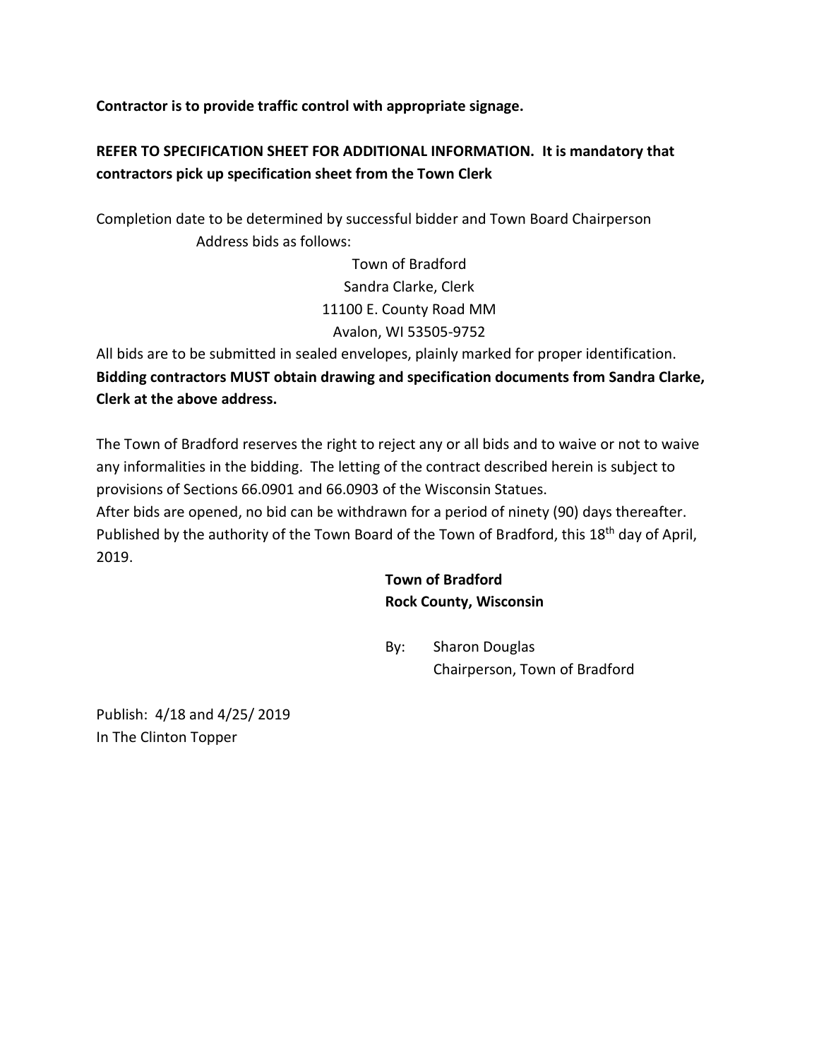**Contractor is to provide traffic control with appropriate signage.**

**REFER TO SPECIFICATION SHEET FOR ADDITIONAL INFORMATION. It is mandatory that contractors pick up specification sheet from the Town Clerk**

Completion date to be determined by successful bidder and Town Board Chairperson

Address bids as follows:

Town of Bradford
Sandra Clarke, Clerk
11100 E. County Road MM
Avalon, WI 53505-9752

All bids are to be submitted in sealed envelopes, plainly marked for proper identification. **Bidding contractors MUST obtain drawing and specification documents from Sandra Clarke, Clerk at the above address.**

The Town of Bradford reserves the right to reject any or all bids and to waive or not to waive any informalities in the bidding. The letting of the contract described herein is subject to provisions of Sections 66.0901 and 66.0903 of the Wisconsin Statues.

After bids are opened, no bid can be withdrawn for a period of ninety (90) days thereafter.

Published by the authority of the Town Board of the Town of Bradford, this 18th day of April, 2019.

**Town of Bradford**
**Rock County, Wisconsin**

By: Sharon Douglas
Chairperson, Town of Bradford

Publish: 4/18 and 4/25/ 2019
In The Clinton Topper